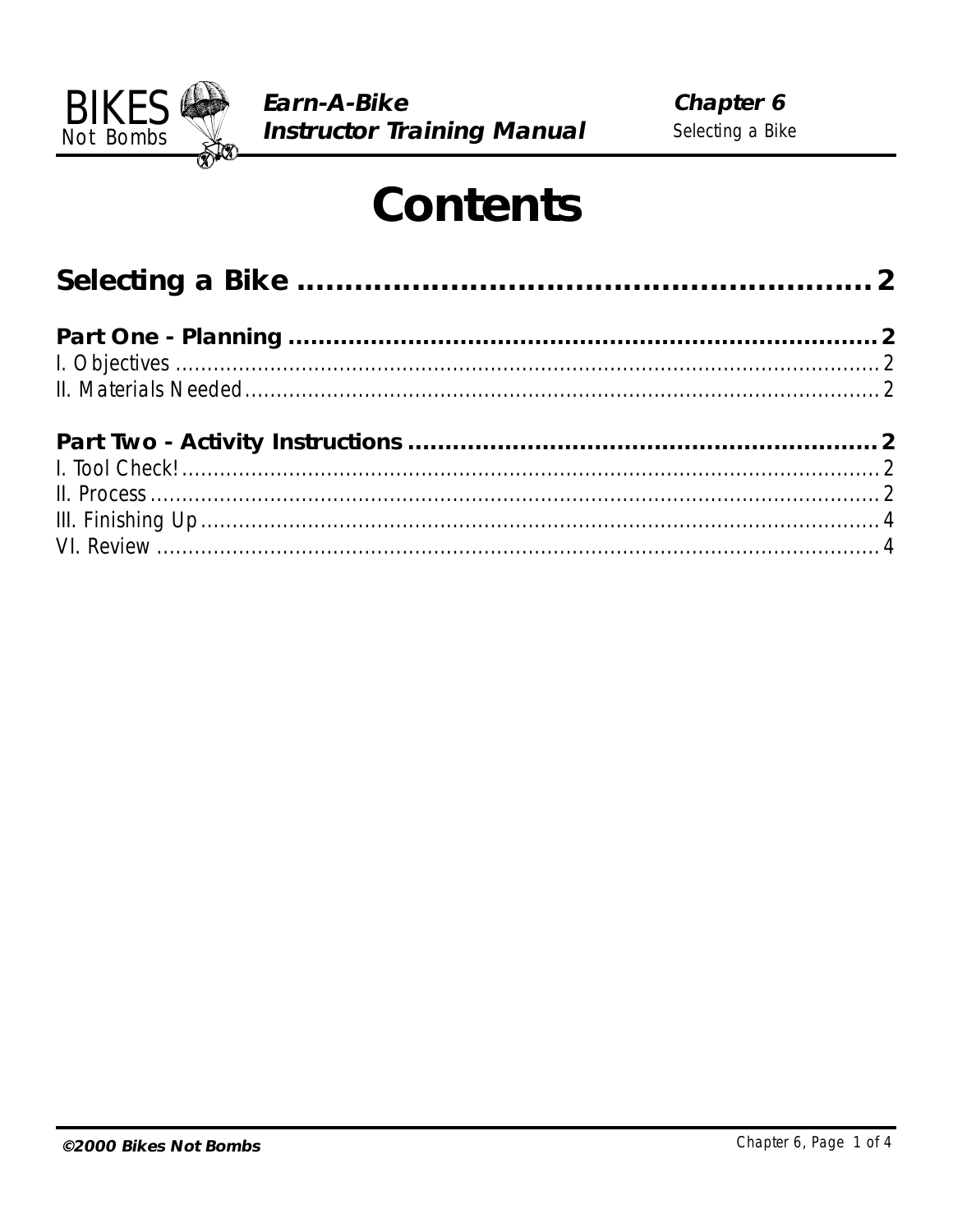# Contents

## Selecting a Bike ........................................................ 2

**Part One - Planning** ........................................................ 2

I. Objectives ........................................................ 2

II. Materials Needed ........................................................ 2

**Part Two - Activity Instructions** ........................................................ 2

I. Tool Check! ........................................................ 2

II. Process ........................................................ 2

III. Finishing Up ........................................................ 4

VI. Review ........................................................ 4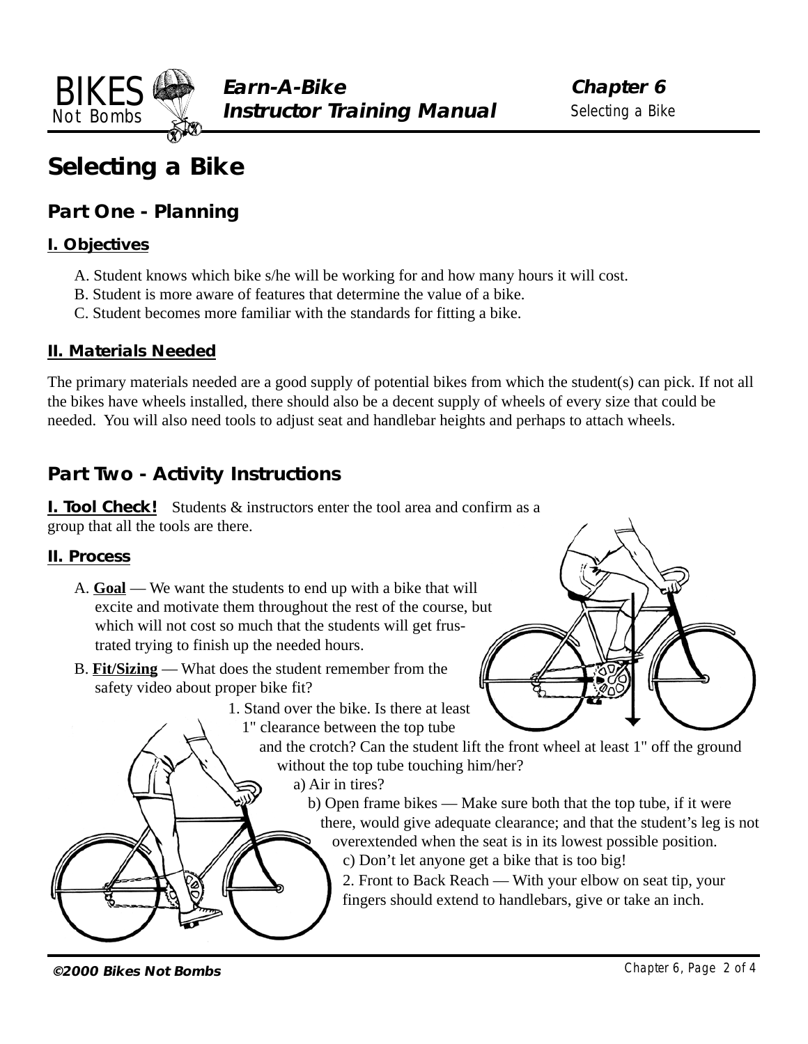# Selecting a Bike

## Part One - Planning

### I. Objectives

A. Student knows which bike s/he will be working for and how many hours it will cost.
B. Student is more aware of features that determine the value of a bike.
C. Student becomes more familiar with the standards for fitting a bike.

### II. Materials Needed

The primary materials needed are a good supply of potential bikes from which the student(s) can pick. If not all the bikes have wheels installed, there should also be a decent supply of wheels of every size that could be needed. You will also need tools to adjust seat and handlebar heights and perhaps to attach wheels.

## Part Two - Activity Instructions

**I. Tool Check!** Students & instructors enter the tool area and confirm as a group that all the tools are there.

### II. Process

A. **Goal** — We want the students to end up with a bike that will excite and motivate them throughout the rest of the course, but which will not cost so much that the students will get frustrated trying to finish up the needed hours.

B. **Fit/Sizing** — What does the student remember from the safety video about proper bike fit?

1. Stand over the bike. Is there at least 1" clearance between the top tube and the crotch? Can the student lift the front wheel at least 1" off the ground without the top tube touching him/her?
   a) Air in tires?
   b) Open frame bikes — Make sure both that the top tube, if it were there, would give adequate clearance; and that the student's leg is not overextended when the seat is in its lowest possible position.
   c) Don't let anyone get a bike that is too big!
2. Front to Back Reach — With your elbow on seat tip, your fingers should extend to handlebars, give or take an inch.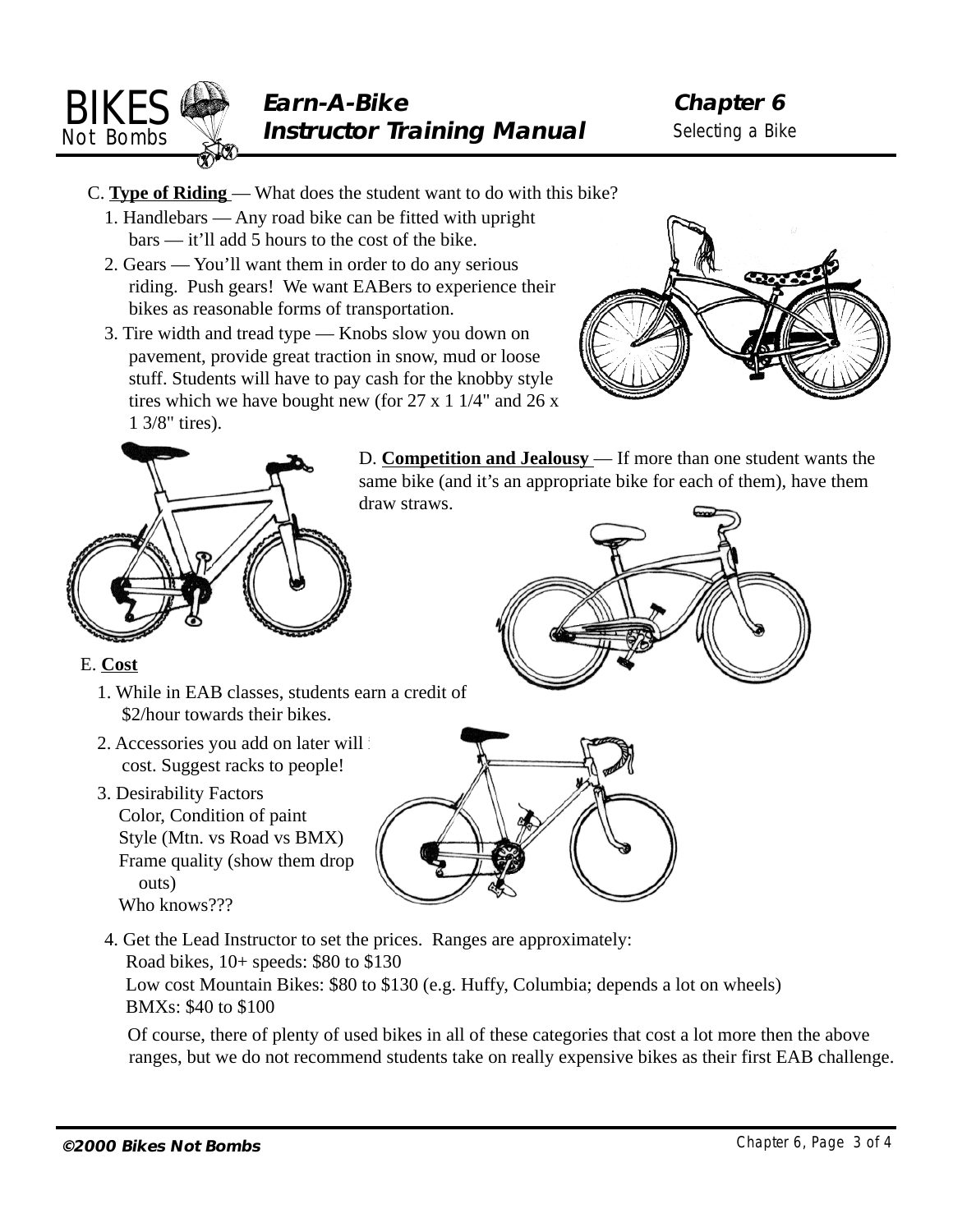C. **Type of Riding** — What does the student want to do with this bike?

1. Handlebars — Any road bike can be fitted with upright bars — it'll add 5 hours to the cost of the bike.
2. Gears — You'll want them in order to do any serious riding. Push gears! We want EABers to experience their bikes as reasonable forms of transportation.
3. Tire width and tread type — Knobs slow you down on pavement, provide great traction in snow, mud or loose stuff. Students will have to pay cash for the knobby style tires which we have bought new (for 27 x 1 1/4" and 26 x 1 3/8" tires).

D. **Competition and Jealousy** — If more than one student wants the same bike (and it's an appropriate bike for each of them), have them draw straws.

E. **Cost**

1. While in EAB classes, students earn a credit of $2/hour towards their bikes.
2. Accessories you add on later will i cost. Suggest racks to people!
3. Desirability Factors
   Color, Condition of paint
   Style (Mtn. vs Road vs BMX)
   Frame quality (show them drop outs)
   Who knows???
4. Get the Lead Instructor to set the prices. Ranges are approximately:
   Road bikes, 10+ speeds: $80 to $130
   Low cost Mountain Bikes: $80 to $130 (e.g. Huffy, Columbia; depends a lot on wheels)
   BMXs: $40 to $100

   Of course, there of plenty of used bikes in all of these categories that cost a lot more then the above ranges, but we do not recommend students take on really expensive bikes as their first EAB challenge.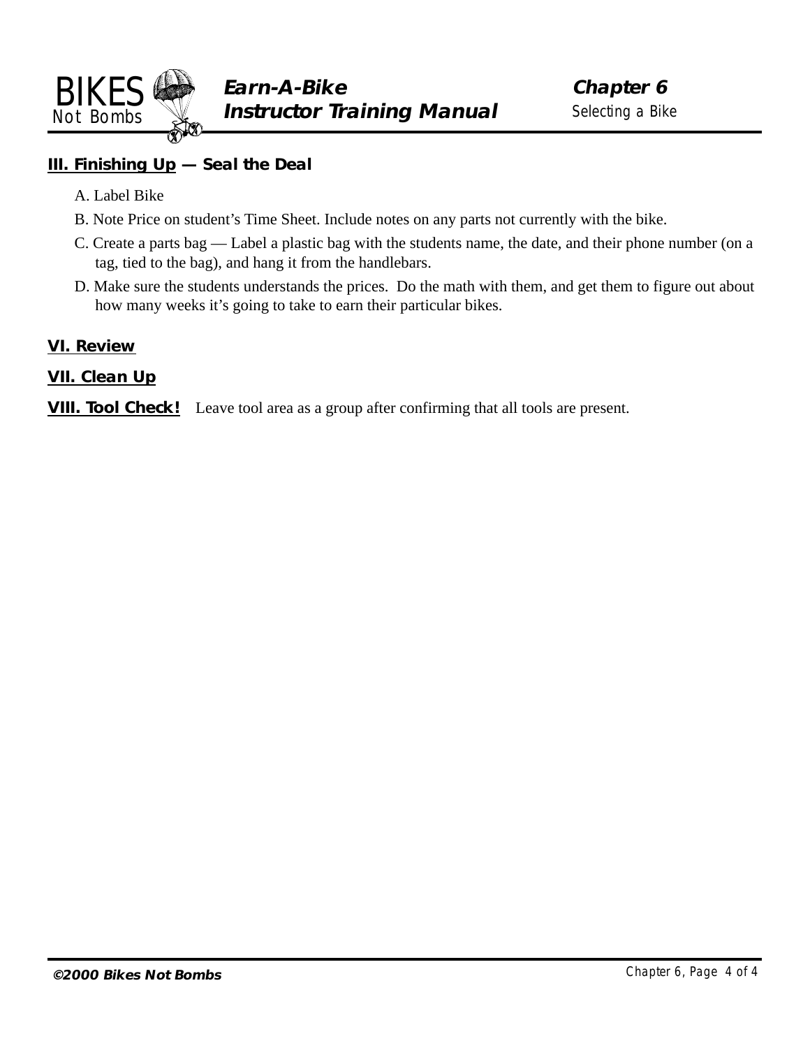**III. Finishing Up — Seal the Deal**

A. Label Bike

B. Note Price on student's Time Sheet. Include notes on any parts not currently with the bike.

C. Create a parts bag — Label a plastic bag with the students name, the date, and their phone number (on a tag, tied to the bag), and hang it from the handlebars.

D. Make sure the students understands the prices. Do the math with them, and get them to figure out about how many weeks it's going to take to earn their particular bikes.

**VI. Review**

**VII. Clean Up**

**VIII. Tool Check!** Leave tool area as a group after confirming that all tools are present.